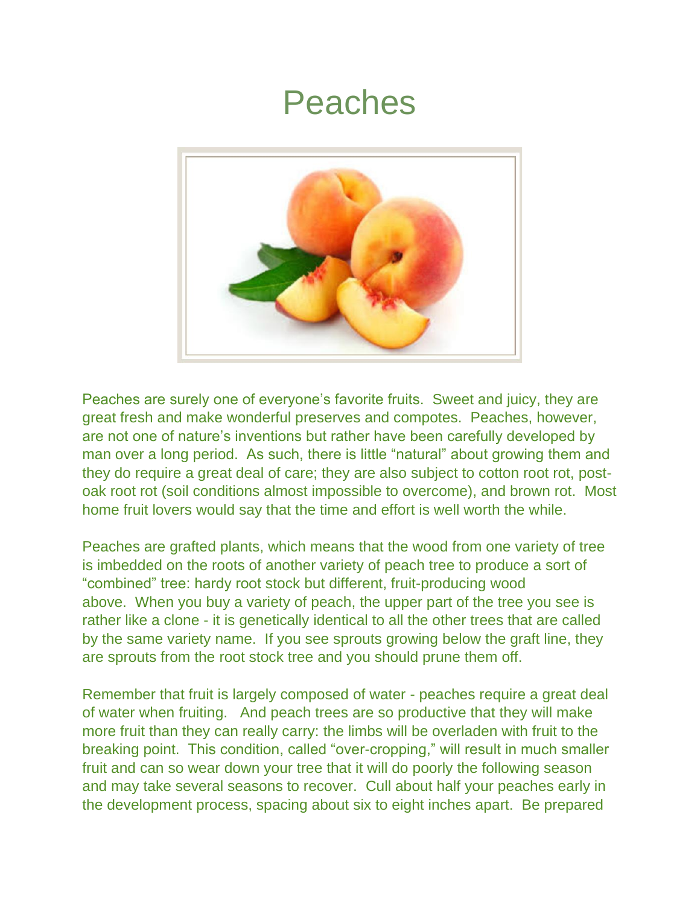# Peaches

Peaches are surely one of everyone's favorite fruits. Sweet and juicy, they are great fresh and make wonderful preserves and compotes. Peaches, however, are not one of nature's inventions but rather have been carefully developed by man over a long period. As such, there is little "natural" about growing them and they do require a great deal of care; they are also subject to cotton root rot, post-oak root rot (soil conditions almost impossible to overcome), and brown rot. Most home fruit lovers would say that the time and effort is well worth the while.

Peaches are grafted plants, which means that the wood from one variety of tree is imbedded on the roots of another variety of peach tree to produce a sort of "combined" tree: hardy root stock but different, fruit-producing wood above. When you buy a variety of peach, the upper part of the tree you see is rather like a clone - it is genetically identical to all the other trees that are called by the same variety name. If you see sprouts growing below the graft line, they are sprouts from the root stock tree and you should prune them off.

Remember that fruit is largely composed of water - peaches require a great deal of water when fruiting. And peach trees are so productive that they will make more fruit than they can really carry: the limbs will be overladen with fruit to the breaking point. This condition, called "over-cropping," will result in much smaller fruit and can so wear down your tree that it will do poorly the following season and may take several seasons to recover. Cull about half your peaches early in the development process, spacing about six to eight inches apart. Be prepared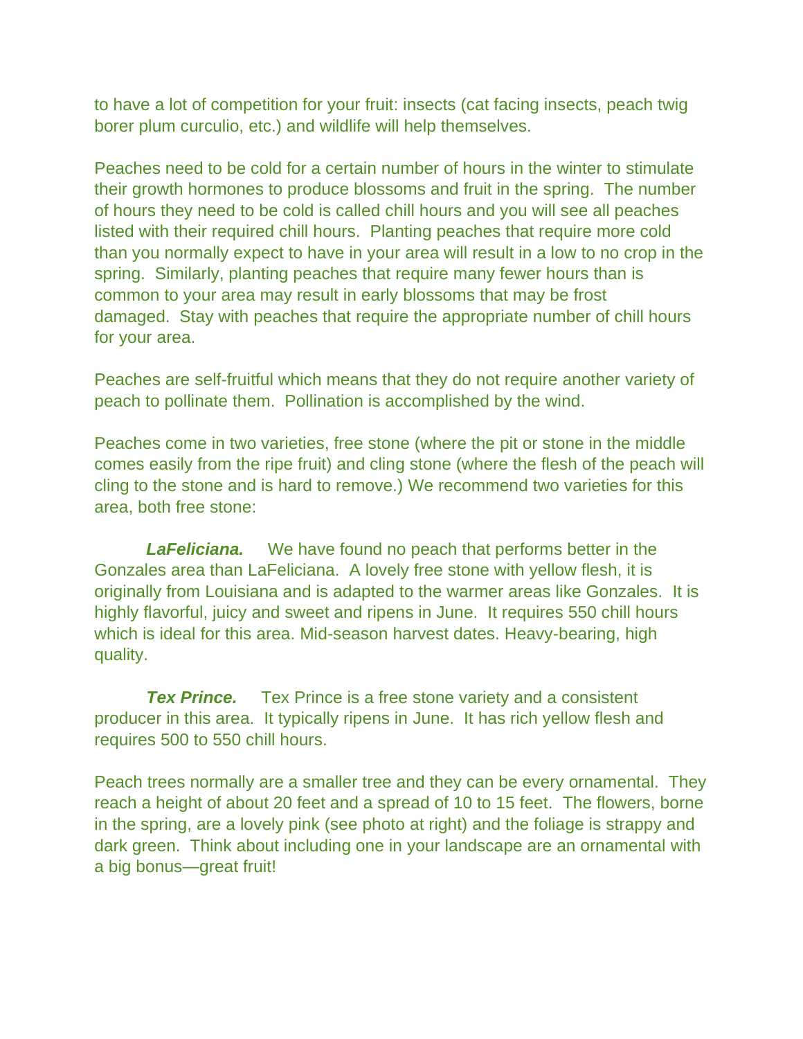to have a lot of competition for your fruit: insects (cat facing insects, peach twig borer plum curculio, etc.) and wildlife will help themselves.

Peaches need to be cold for a certain number of hours in the winter to stimulate their growth hormones to produce blossoms and fruit in the spring. The number of hours they need to be cold is called chill hours and you will see all peaches listed with their required chill hours. Planting peaches that require more cold than you normally expect to have in your area will result in a low to no crop in the spring. Similarly, planting peaches that require many fewer hours than is common to your area may result in early blossoms that may be frost damaged. Stay with peaches that require the appropriate number of chill hours for your area.

Peaches are self-fruitful which means that they do not require another variety of peach to pollinate them. Pollination is accomplished by the wind.

Peaches come in two varieties, free stone (where the pit or stone in the middle comes easily from the ripe fruit) and cling stone (where the flesh of the peach will cling to the stone and is hard to remove.) We recommend two varieties for this area, both free stone:

***LaFeliciana.*** We have found no peach that performs better in the Gonzales area than LaFeliciana. A lovely free stone with yellow flesh, it is originally from Louisiana and is adapted to the warmer areas like Gonzales. It is highly flavorful, juicy and sweet and ripens in June. It requires 550 chill hours which is ideal for this area. Mid-season harvest dates. Heavy-bearing, high quality.

***Tex Prince.*** Tex Prince is a free stone variety and a consistent producer in this area. It typically ripens in June. It has rich yellow flesh and requires 500 to 550 chill hours.

Peach trees normally are a smaller tree and they can be every ornamental. They reach a height of about 20 feet and a spread of 10 to 15 feet. The flowers, borne in the spring, are a lovely pink (see photo at right) and the foliage is strappy and dark green. Think about including one in your landscape are an ornamental with a big bonus—great fruit!